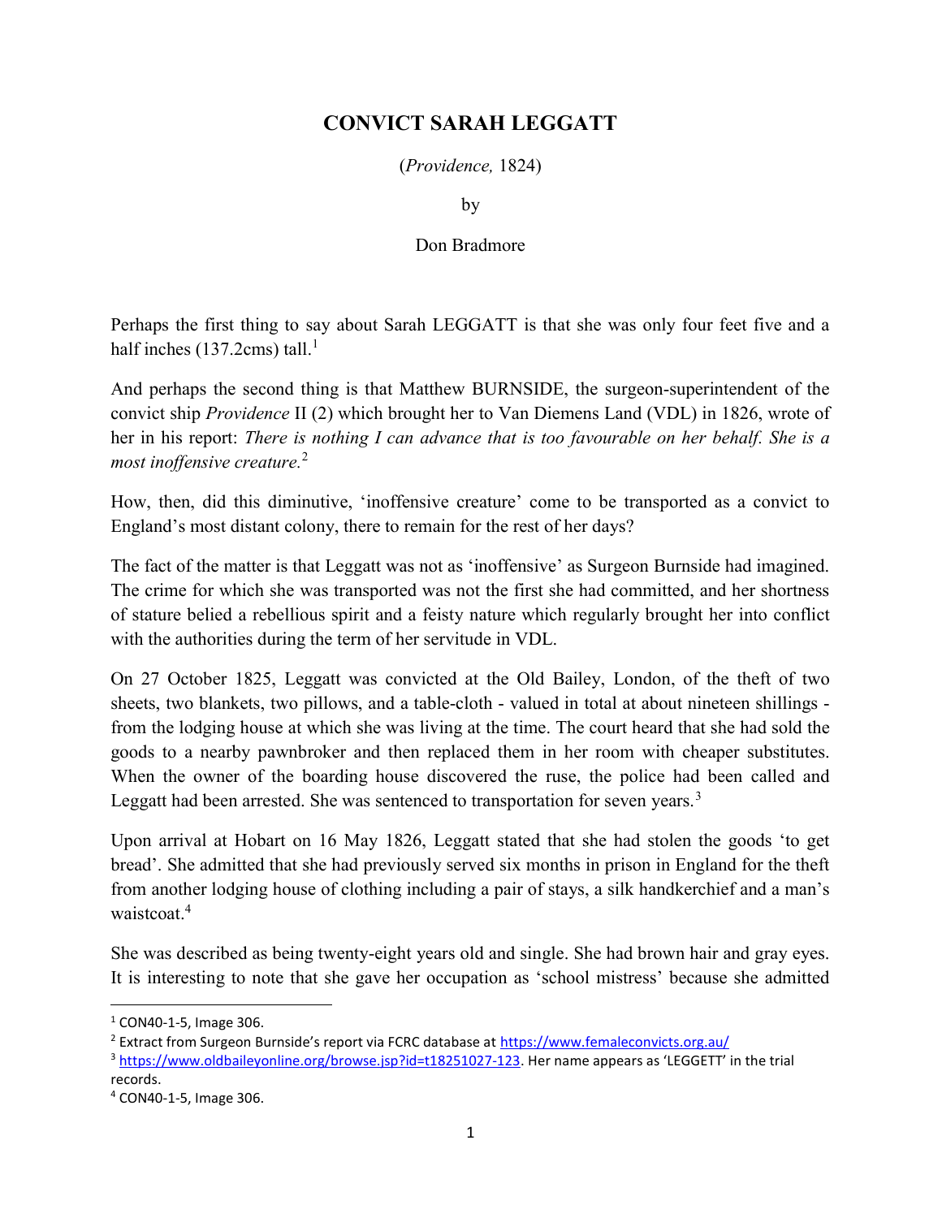# CONVICT SARAH LEGGATT

(*Providence,* 1824)

by

Don Bradmore

Perhaps the first thing to say about Sarah LEGGATT is that she was only four feet five and a half inches (137.2cms) tall.[1]

And perhaps the second thing is that Matthew BURNSIDE, the surgeon-superintendent of the convict ship *Providence* II (2) which brought her to Van Diemens Land (VDL) in 1826, wrote of her in his report: *There is nothing I can advance that is too favourable on her behalf. She is a most inoffensive creature.*[2]

How, then, did this diminutive, 'inoffensive creature' come to be transported as a convict to England's most distant colony, there to remain for the rest of her days?

The fact of the matter is that Leggatt was not as 'inoffensive' as Surgeon Burnside had imagined. The crime for which she was transported was not the first she had committed, and her shortness of stature belied a rebellious spirit and a feisty nature which regularly brought her into conflict with the authorities during the term of her servitude in VDL.

On 27 October 1825, Leggatt was convicted at the Old Bailey, London, of the theft of two sheets, two blankets, two pillows, and a table-cloth - valued in total at about nineteen shillings - from the lodging house at which she was living at the time. The court heard that she had sold the goods to a nearby pawnbroker and then replaced them in her room with cheaper substitutes. When the owner of the boarding house discovered the ruse, the police had been called and Leggatt had been arrested. She was sentenced to transportation for seven years.[3]

Upon arrival at Hobart on 16 May 1826, Leggatt stated that she had stolen the goods 'to get bread'. She admitted that she had previously served six months in prison in England for the theft from another lodging house of clothing including a pair of stays, a silk handkerchief and a man's waistcoat.[4]

She was described as being twenty-eight years old and single. She had brown hair and gray eyes. It is interesting to note that she gave her occupation as 'school mistress' because she admitted

---

[1] CON40-1-5, Image 306.

[2] Extract from Surgeon Burnside's report via FCRC database at https://www.femaleconvicts.org.au/

[3] https://www.oldbaileyonline.org/browse.jsp?id=t18251027-123. Her name appears as 'LEGGETT' in the trial records.

[4] CON40-1-5, Image 306.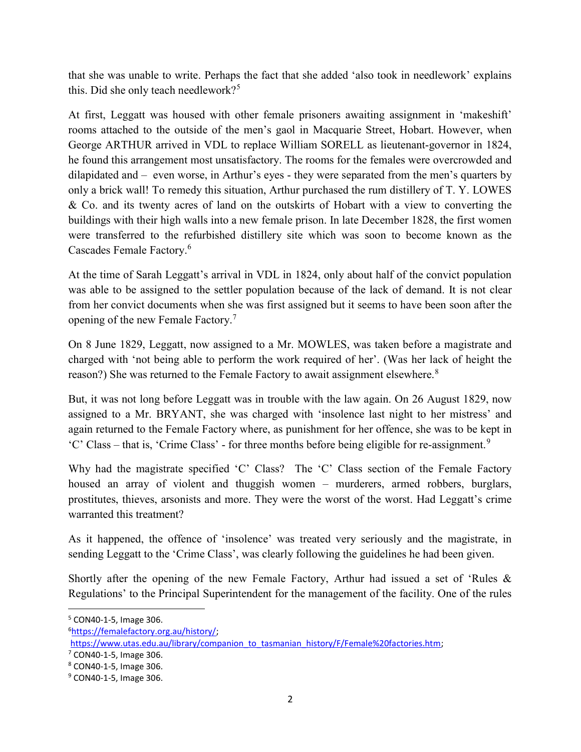that she was unable to write. Perhaps the fact that she added 'also took in needlework' explains this. Did she only teach needlework?[5]

At first, Leggatt was housed with other female prisoners awaiting assignment in 'makeshift' rooms attached to the outside of the men's gaol in Macquarie Street, Hobart. However, when George ARTHUR arrived in VDL to replace William SORELL as lieutenant-governor in 1824, he found this arrangement most unsatisfactory. The rooms for the females were overcrowded and dilapidated and – even worse, in Arthur's eyes - they were separated from the men's quarters by only a brick wall! To remedy this situation, Arthur purchased the rum distillery of T. Y. LOWES & Co. and its twenty acres of land on the outskirts of Hobart with a view to converting the buildings with their high walls into a new female prison. In late December 1828, the first women were transferred to the refurbished distillery site which was soon to become known as the Cascades Female Factory.[6]

At the time of Sarah Leggatt's arrival in VDL in 1824, only about half of the convict population was able to be assigned to the settler population because of the lack of demand. It is not clear from her convict documents when she was first assigned but it seems to have been soon after the opening of the new Female Factory.[7]

On 8 June 1829, Leggatt, now assigned to a Mr. MOWLES, was taken before a magistrate and charged with 'not being able to perform the work required of her'. (Was her lack of height the reason?) She was returned to the Female Factory to await assignment elsewhere.[8]

But, it was not long before Leggatt was in trouble with the law again. On 26 August 1829, now assigned to a Mr. BRYANT, she was charged with 'insolence last night to her mistress' and again returned to the Female Factory where, as punishment for her offence, she was to be kept in 'C' Class – that is, 'Crime Class' - for three months before being eligible for re-assignment.[9]

Why had the magistrate specified 'C' Class? The 'C' Class section of the Female Factory housed an array of violent and thuggish women – murderers, armed robbers, burglars, prostitutes, thieves, arsonists and more. They were the worst of the worst. Had Leggatt's crime warranted this treatment?

As it happened, the offence of 'insolence' was treated very seriously and the magistrate, in sending Leggatt to the 'Crime Class', was clearly following the guidelines he had been given.

Shortly after the opening of the new Female Factory, Arthur had issued a set of 'Rules & Regulations' to the Principal Superintendent for the management of the facility. One of the rules

---

[5] CON40-1-5, Image 306.

[6] https://femalefactory.org.au/history/; https://www.utas.edu.au/library/companion_to_tasmanian_history/F/Female%20factories.htm;

[7] CON40-1-5, Image 306.

[8] CON40-1-5, Image 306.

[9] CON40-1-5, Image 306.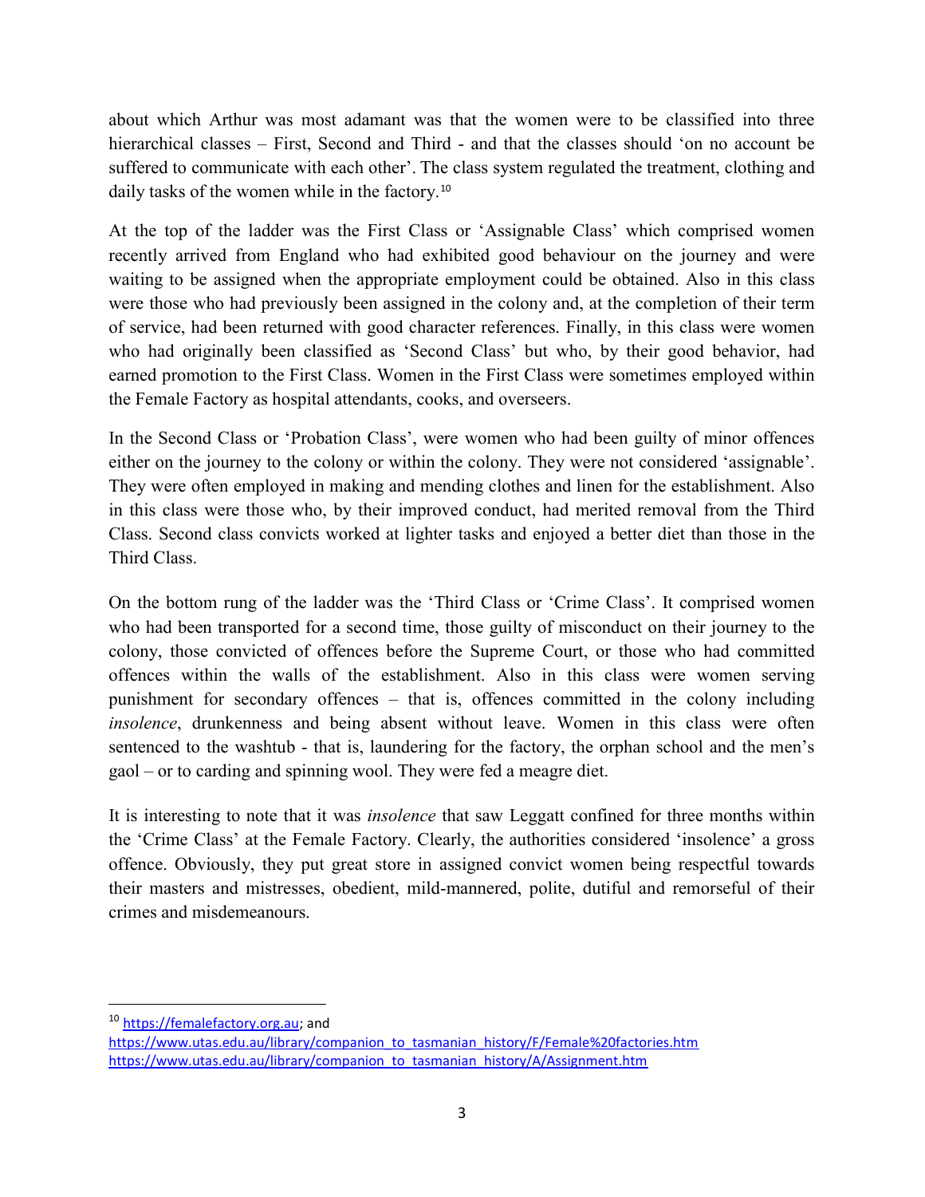about which Arthur was most adamant was that the women were to be classified into three hierarchical classes – First, Second and Third - and that the classes should 'on no account be suffered to communicate with each other'. The class system regulated the treatment, clothing and daily tasks of the women while in the factory.[10]

At the top of the ladder was the First Class or 'Assignable Class' which comprised women recently arrived from England who had exhibited good behaviour on the journey and were waiting to be assigned when the appropriate employment could be obtained. Also in this class were those who had previously been assigned in the colony and, at the completion of their term of service, had been returned with good character references. Finally, in this class were women who had originally been classified as 'Second Class' but who, by their good behavior, had earned promotion to the First Class. Women in the First Class were sometimes employed within the Female Factory as hospital attendants, cooks, and overseers.

In the Second Class or 'Probation Class', were women who had been guilty of minor offences either on the journey to the colony or within the colony. They were not considered 'assignable'. They were often employed in making and mending clothes and linen for the establishment. Also in this class were those who, by their improved conduct, had merited removal from the Third Class. Second class convicts worked at lighter tasks and enjoyed a better diet than those in the Third Class.

On the bottom rung of the ladder was the 'Third Class or 'Crime Class'. It comprised women who had been transported for a second time, those guilty of misconduct on their journey to the colony, those convicted of offences before the Supreme Court, or those who had committed offences within the walls of the establishment. Also in this class were women serving punishment for secondary offences – that is, offences committed in the colony including *insolence*, drunkenness and being absent without leave. Women in this class were often sentenced to the washtub - that is, laundering for the factory, the orphan school and the men's gaol – or to carding and spinning wool. They were fed a meagre diet.

It is interesting to note that it was *insolence* that saw Leggatt confined for three months within the 'Crime Class' at the Female Factory. Clearly, the authorities considered 'insolence' a gross offence. Obviously, they put great store in assigned convict women being respectful towards their masters and mistresses, obedient, mild-mannered, polite, dutiful and remorseful of their crimes and misdemeanours.

---

[10] https://femalefactory.org.au; and
https://www.utas.edu.au/library/companion_to_tasmanian_history/F/Female%20factories.htm
https://www.utas.edu.au/library/companion_to_tasmanian_history/A/Assignment.htm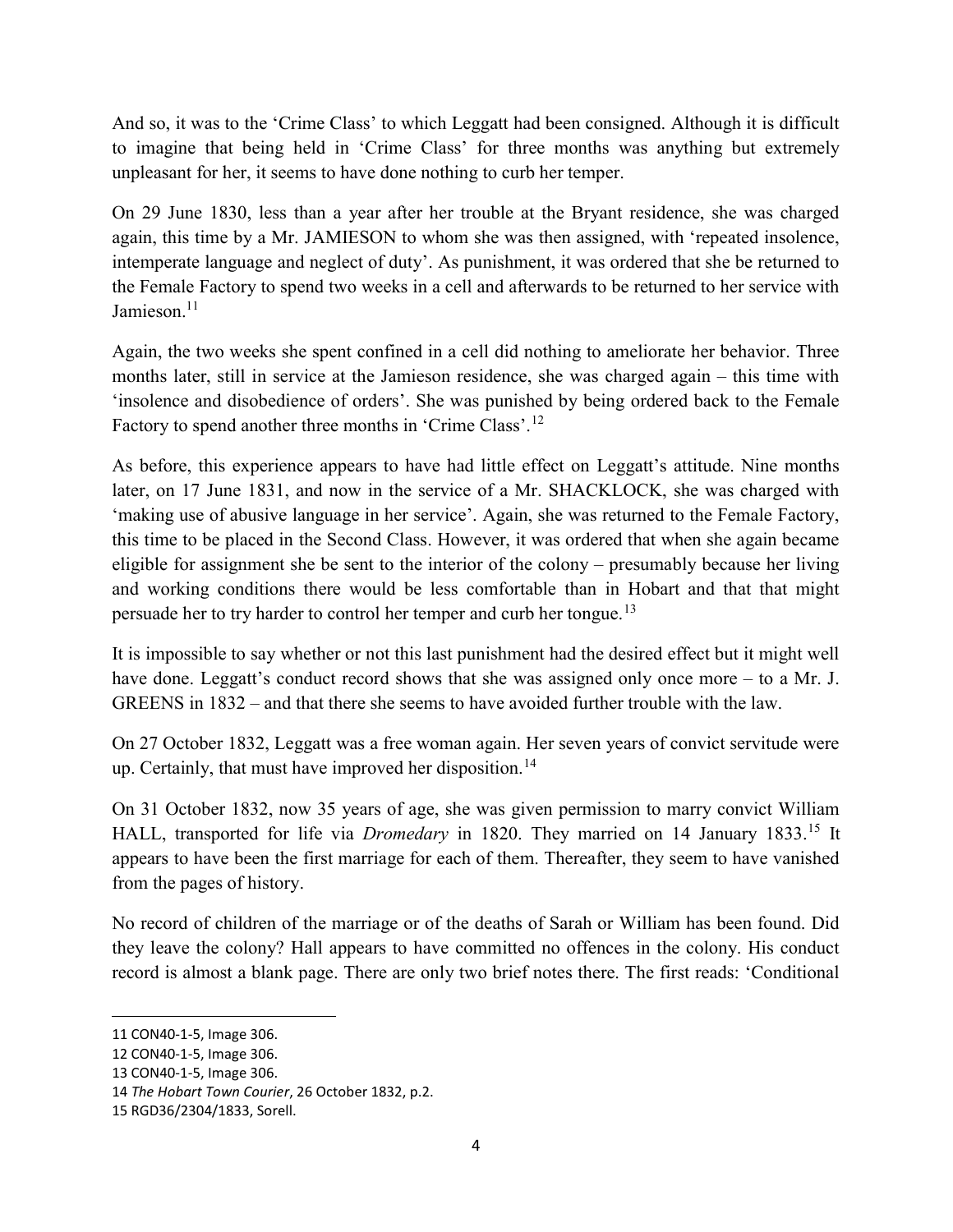And so, it was to the 'Crime Class' to which Leggatt had been consigned. Although it is difficult to imagine that being held in 'Crime Class' for three months was anything but extremely unpleasant for her, it seems to have done nothing to curb her temper.

On 29 June 1830, less than a year after her trouble at the Bryant residence, she was charged again, this time by a Mr. JAMIESON to whom she was then assigned, with 'repeated insolence, intemperate language and neglect of duty'. As punishment, it was ordered that she be returned to the Female Factory to spend two weeks in a cell and afterwards to be returned to her service with Jamieson.[11]

Again, the two weeks she spent confined in a cell did nothing to ameliorate her behavior. Three months later, still in service at the Jamieson residence, she was charged again – this time with 'insolence and disobedience of orders'. She was punished by being ordered back to the Female Factory to spend another three months in 'Crime Class'.[12]

As before, this experience appears to have had little effect on Leggatt's attitude. Nine months later, on 17 June 1831, and now in the service of a Mr. SHACKLOCK, she was charged with 'making use of abusive language in her service'. Again, she was returned to the Female Factory, this time to be placed in the Second Class. However, it was ordered that when she again became eligible for assignment she be sent to the interior of the colony – presumably because her living and working conditions there would be less comfortable than in Hobart and that that might persuade her to try harder to control her temper and curb her tongue.[13]

It is impossible to say whether or not this last punishment had the desired effect but it might well have done. Leggatt's conduct record shows that she was assigned only once more – to a Mr. J. GREENS in 1832 – and that there she seems to have avoided further trouble with the law.

On 27 October 1832, Leggatt was a free woman again. Her seven years of convict servitude were up. Certainly, that must have improved her disposition.[14]

On 31 October 1832, now 35 years of age, she was given permission to marry convict William HALL, transported for life via *Dromedary* in 1820. They married on 14 January 1833.[15] It appears to have been the first marriage for each of them. Thereafter, they seem to have vanished from the pages of history.

No record of children of the marriage or of the deaths of Sarah or William has been found. Did they leave the colony? Hall appears to have committed no offences in the colony. His conduct record is almost a blank page. There are only two brief notes there. The first reads: 'Conditional

---

11 CON40-1-5, Image 306.

12 CON40-1-5, Image 306.

13 CON40-1-5, Image 306.

14 *The Hobart Town Courier*, 26 October 1832, p.2.

15 RGD36/2304/1833, Sorell.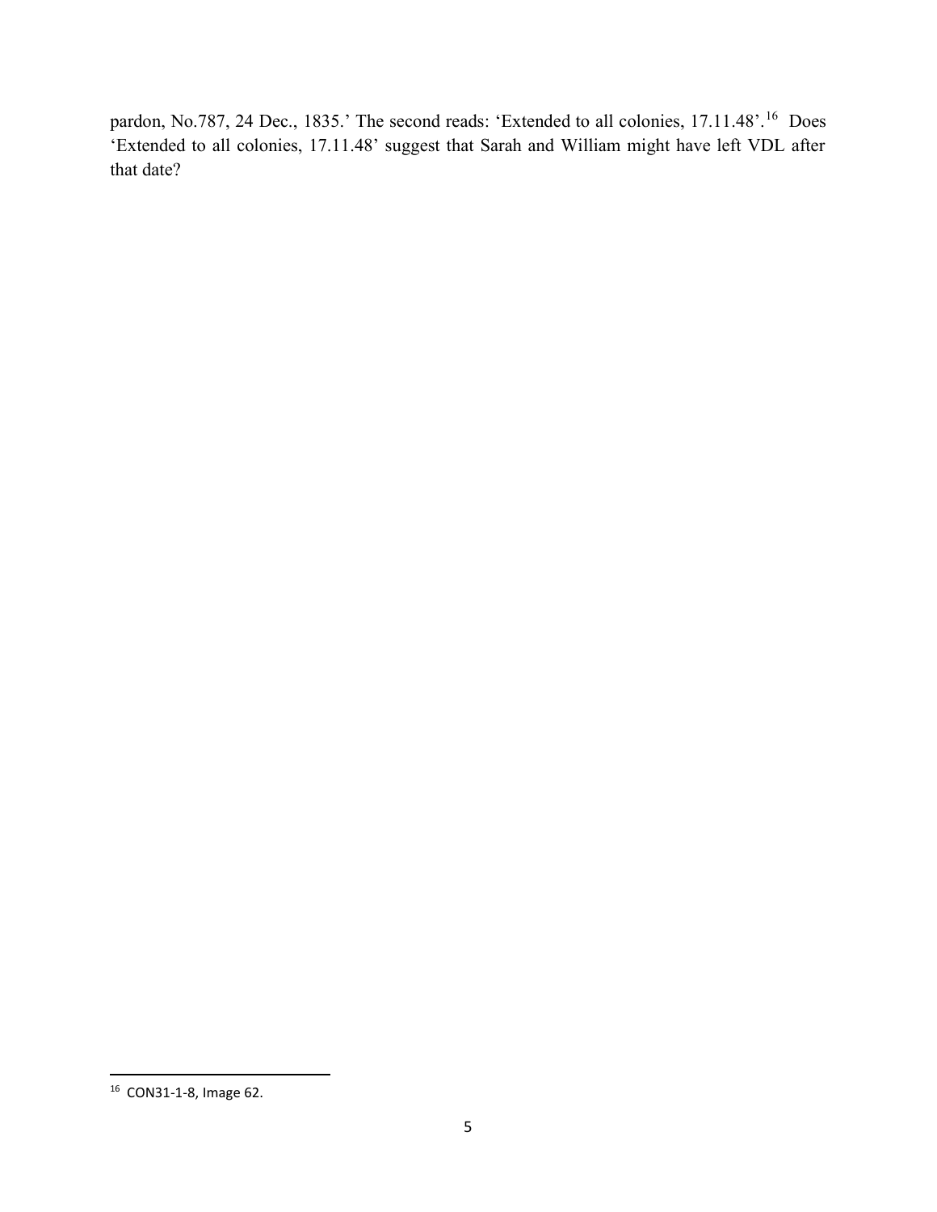pardon, No.787, 24 Dec., 1835.' The second reads: 'Extended to all colonies, 17.11.48'.[16] Does 'Extended to all colonies, 17.11.48' suggest that Sarah and William might have left VDL after that date?

[16] CON31-1-8, Image 62.